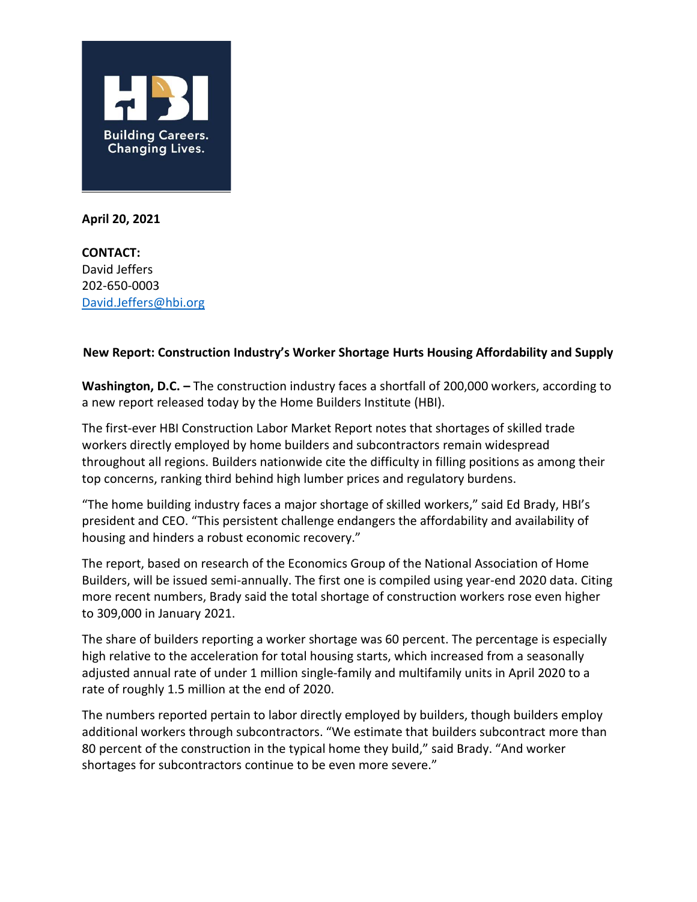**April 20, 2021**

**CONTACT:**
David Jeffers
202-650-0003
David.Jeffers@hbi.org

**New Report: Construction Industry's Worker Shortage Hurts Housing Affordability and Supply**

**Washington, D.C. –** The construction industry faces a shortfall of 200,000 workers, according to a new report released today by the Home Builders Institute (HBI).

The first-ever HBI Construction Labor Market Report notes that shortages of skilled trade workers directly employed by home builders and subcontractors remain widespread throughout all regions. Builders nationwide cite the difficulty in filling positions as among their top concerns, ranking third behind high lumber prices and regulatory burdens.

"The home building industry faces a major shortage of skilled workers," said Ed Brady, HBI's president and CEO. "This persistent challenge endangers the affordability and availability of housing and hinders a robust economic recovery."

The report, based on research of the Economics Group of the National Association of Home Builders, will be issued semi-annually. The first one is compiled using year-end 2020 data. Citing more recent numbers, Brady said the total shortage of construction workers rose even higher to 309,000 in January 2021.

The share of builders reporting a worker shortage was 60 percent. The percentage is especially high relative to the acceleration for total housing starts, which increased from a seasonally adjusted annual rate of under 1 million single-family and multifamily units in April 2020 to a rate of roughly 1.5 million at the end of 2020.

The numbers reported pertain to labor directly employed by builders, though builders employ additional workers through subcontractors. "We estimate that builders subcontract more than 80 percent of the construction in the typical home they build," said Brady. "And worker shortages for subcontractors continue to be even more severe."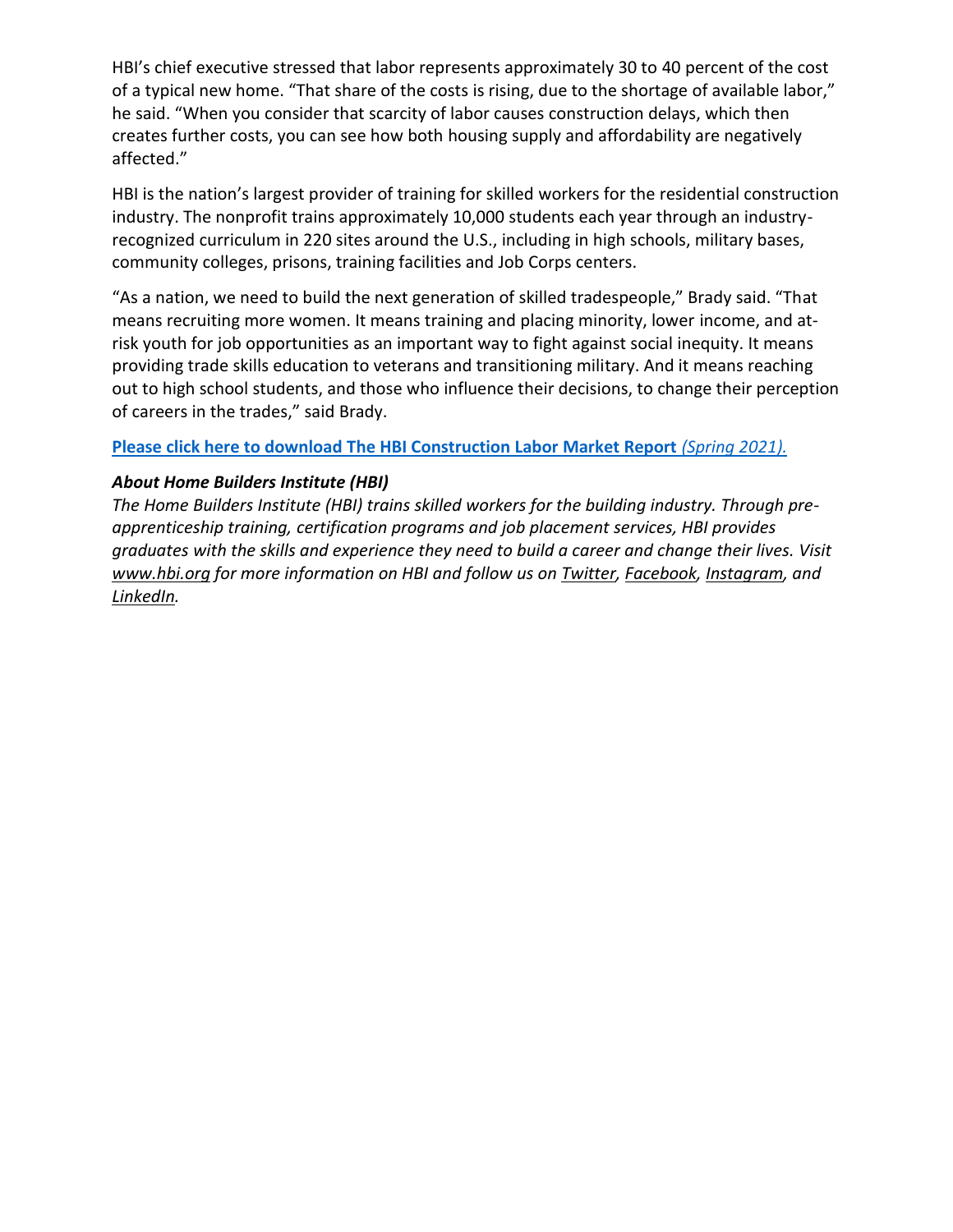HBI's chief executive stressed that labor represents approximately 30 to 40 percent of the cost of a typical new home. "That share of the costs is rising, due to the shortage of available labor," he said. "When you consider that scarcity of labor causes construction delays, which then creates further costs, you can see how both housing supply and affordability are negatively affected."

HBI is the nation's largest provider of training for skilled workers for the residential construction industry. The nonprofit trains approximately 10,000 students each year through an industry-recognized curriculum in 220 sites around the U.S., including in high schools, military bases, community colleges, prisons, training facilities and Job Corps centers.

"As a nation, we need to build the next generation of skilled tradespeople," Brady said. "That means recruiting more women. It means training and placing minority, lower income, and at-risk youth for job opportunities as an important way to fight against social inequity. It means providing trade skills education to veterans and transitioning military. And it means reaching out to high school students, and those who influence their decisions, to change their perception of careers in the trades," said Brady.

**Please click here to download The HBI Construction Labor Market Report** *(Spring 2021).*

***About Home Builders Institute (HBI)***

*The Home Builders Institute (HBI) trains skilled workers for the building industry. Through pre-apprenticeship training, certification programs and job placement services, HBI provides graduates with the skills and experience they need to build a career and change their lives. Visit www.hbi.org for more information on HBI and follow us on Twitter, Facebook, Instagram, and LinkedIn.*